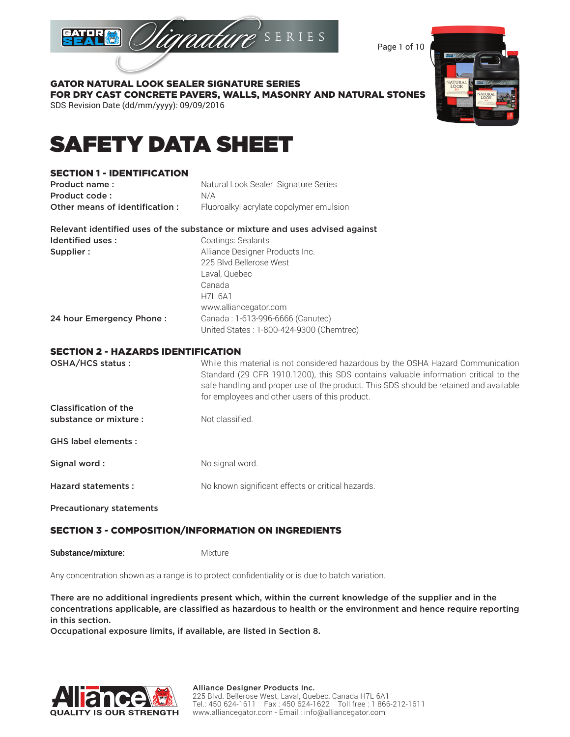**GATOR NATURAL LOOK SEALER SIGNATURE SERIES**
**FOR DRY CAST CONCRETE PAVERS, WALLS, MASONRY AND NATURAL STONES**
SDS Revision Date (dd/mm/yyyy): 09/09/2016

# SAFETY DATA SHEET

## SECTION 1 - IDENTIFICATION

| | |
|---|---|
| **Product name :** | Natural Look Sealer Signature Series |
| **Product code :** | N/A |
| **Other means of identification :** | Fluoroalkyl acrylate copolymer emulsion |

**Relevant identified uses of the substance or mixture and uses advised against**

| | |
|---|---|
| **Identified uses :** | Coatings: Sealants |
| **Supplier :** | Alliance Designer Products Inc.<br>225 Blvd Bellerose West<br>Laval, Quebec<br>Canada<br>H7L 6A1<br>www.alliancegator.com |
| **24 hour Emergency Phone :** | Canada : 1-613-996-6666 (Canutec)<br>United States : 1-800-424-9300 (Chemtrec) |

## SECTION 2 - HAZARDS IDENTIFICATION

| | |
|---|---|
| **OSHA/HCS status :** | While this material is not considered hazardous by the OSHA Hazard Communication Standard (29 CFR 1910.1200), this SDS contains valuable information critical to the safe handling and proper use of the product. This SDS should be retained and available for employees and other users of this product. |
| **Classification of the substance or mixture :** | Not classified. |
| **GHS label elements :** | |
| **Signal word :** | No signal word. |
| **Hazard statements :** | No known significant effects or critical hazards. |
| **Precautionary statements** | |

## SECTION 3 - COMPOSITION/INFORMATION ON INGREDIENTS

**Substance/mixture:** Mixture

Any concentration shown as a range is to protect confidentiality or is due to batch variation.

**There are no additional ingredients present which, within the current knowledge of the supplier and in the concentrations applicable, are classified as hazardous to health or the environment and hence require reporting in this section.**
**Occupational exposure limits, if available, are listed in Section 8.**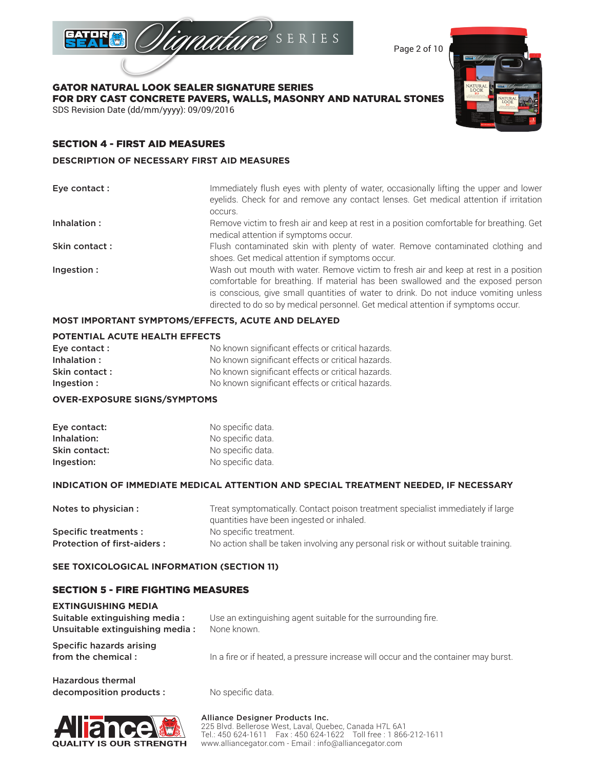## SECTION 4 - FIRST AID MEASURES

### DESCRIPTION OF NECESSARY FIRST AID MEASURES

**Eye contact :** Immediately flush eyes with plenty of water, occasionally lifting the upper and lower eyelids. Check for and remove any contact lenses. Get medical attention if irritation occurs.

**Inhalation :** Remove victim to fresh air and keep at rest in a position comfortable for breathing. Get medical attention if symptoms occur.

**Skin contact :** Flush contaminated skin with plenty of water. Remove contaminated clothing and shoes. Get medical attention if symptoms occur.

**Ingestion :** Wash out mouth with water. Remove victim to fresh air and keep at rest in a position comfortable for breathing. If material has been swallowed and the exposed person is conscious, give small quantities of water to drink. Do not induce vomiting unless directed to do so by medical personnel. Get medical attention if symptoms occur.

### MOST IMPORTANT SYMPTOMS/EFFECTS, ACUTE AND DELAYED

### POTENTIAL ACUTE HEALTH EFFECTS

**Eye contact :** No known significant effects or critical hazards.
**Inhalation :** No known significant effects or critical hazards.
**Skin contact :** No known significant effects or critical hazards.
**Ingestion :** No known significant effects or critical hazards.

### OVER-EXPOSURE SIGNS/SYMPTOMS

**Eye contact:** No specific data.
**Inhalation:** No specific data.
**Skin contact:** No specific data.
**Ingestion:** No specific data.

### INDICATION OF IMMEDIATE MEDICAL ATTENTION AND SPECIAL TREATMENT NEEDED, IF NECESSARY

**Notes to physician :** Treat symptomatically. Contact poison treatment specialist immediately if large quantities have been ingested or inhaled.

**Specific treatments :** No specific treatment.

**Protection of first-aiders :** No action shall be taken involving any personal risk or without suitable training.

### SEE TOXICOLOGICAL INFORMATION (SECTION 11)

## SECTION 5 - FIRE FIGHTING MEASURES

### EXTINGUISHING MEDIA

**Suitable extinguishing media :** Use an extinguishing agent suitable for the surrounding fire.
**Unsuitable extinguishing media :** None known.

**Specific hazards arising from the chemical :** In a fire or if heated, a pressure increase will occur and the container may burst.

**Hazardous thermal decomposition products :** No specific data.

**Alliance Designer Products Inc.**
225 Blvd. Bellerose West, Laval, Quebec, Canada H7L 6A1
Tel.: 450 624-1611 Fax : 450 624-1622 Toll free : 1 866-212-1611
www.alliancegator.com - Email : info@alliancegator.com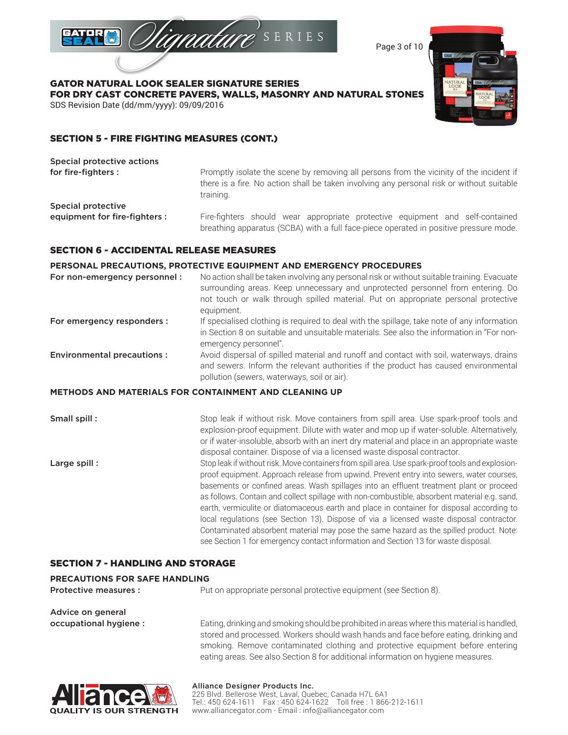## SECTION 5 - FIRE FIGHTING MEASURES (CONT.)

**Special protective actions for fire-fighters :** Promptly isolate the scene by removing all persons from the vicinity of the incident if there is a fire. No action shall be taken involving any personal risk or without suitable training.

**Special protective equipment for fire-fighters :** Fire-fighters should wear appropriate protective equipment and self-contained breathing apparatus (SCBA) with a full face-piece operated in positive pressure mode.

## SECTION 6 - ACCIDENTAL RELEASE MEASURES

### PERSONAL PRECAUTIONS, PROTECTIVE EQUIPMENT AND EMERGENCY PROCEDURES

**For non-emergency personnel :** No action shall be taken involving any personal risk or without suitable training. Evacuate surrounding areas. Keep unnecessary and unprotected personnel from entering. Do not touch or walk through spilled material. Put on appropriate personal protective equipment.

**For emergency responders :** If specialised clothing is required to deal with the spillage, take note of any information in Section 8 on suitable and unsuitable materials. See also the information in "For non-emergency personnel".

**Environmental precautions :** Avoid dispersal of spilled material and runoff and contact with soil, waterways, drains and sewers. Inform the relevant authorities if the product has caused environmental pollution (sewers, waterways, soil or air).

### METHODS AND MATERIALS FOR CONTAINMENT AND CLEANING UP

**Small spill :** Stop leak if without risk. Move containers from spill area. Use spark-proof tools and explosion-proof equipment. Dilute with water and mop up if water-soluble. Alternatively, or if water-insoluble, absorb with an inert dry material and place in an appropriate waste disposal container. Dispose of via a licensed waste disposal contractor.

**Large spill :** Stop leak if without risk. Move containers from spill area. Use spark-proof tools and explosion-proof equipment. Approach release from upwind. Prevent entry into sewers, water courses, basements or confined areas. Wash spillages into an effluent treatment plant or proceed as follows. Contain and collect spillage with non-combustible, absorbent material e.g. sand, earth, vermiculite or diatomaceous earth and place in container for disposal according to local regulations (see Section 13). Dispose of via a licensed waste disposal contractor. Contaminated absorbent material may pose the same hazard as the spilled product. Note: see Section 1 for emergency contact information and Section 13 for waste disposal.

## SECTION 7 - HANDLING AND STORAGE

### PRECAUTIONS FOR SAFE HANDLING

**Protective measures :** Put on appropriate personal protective equipment (see Section 8).

**Advice on general occupational hygiene :** Eating, drinking and smoking should be prohibited in areas where this material is handled, stored and processed. Workers should wash hands and face before eating, drinking and smoking. Remove contaminated clothing and protective equipment before entering eating areas. See also Section 8 for additional information on hygiene measures.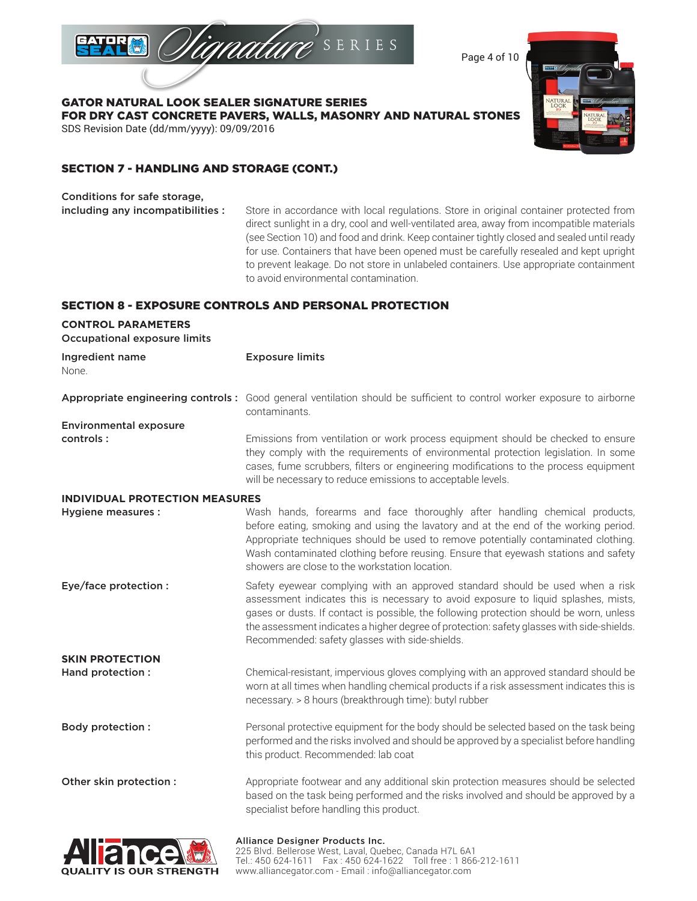## SECTION 7 - HANDLING AND STORAGE (CONT.)

**Conditions for safe storage, including any incompatibilities :** Store in accordance with local regulations. Store in original container protected from direct sunlight in a dry, cool and well-ventilated area, away from incompatible materials (see Section 10) and food and drink. Keep container tightly closed and sealed until ready for use. Containers that have been opened must be carefully resealed and kept upright to prevent leakage. Do not store in unlabeled containers. Use appropriate containment to avoid environmental contamination.

## SECTION 8 - EXPOSURE CONTROLS AND PERSONAL PROTECTION

### CONTROL PARAMETERS

**Occupational exposure limits**

| Ingredient name | Exposure limits |
|---|---|
| None. | |

**Appropriate engineering controls :** Good general ventilation should be sufficient to control worker exposure to airborne contaminants.

**Environmental exposure controls :** Emissions from ventilation or work process equipment should be checked to ensure they comply with the requirements of environmental protection legislation. In some cases, fume scrubbers, filters or engineering modifications to the process equipment will be necessary to reduce emissions to acceptable levels.

### INDIVIDUAL PROTECTION MEASURES

**Hygiene measures :** Wash hands, forearms and face thoroughly after handling chemical products, before eating, smoking and using the lavatory and at the end of the working period. Appropriate techniques should be used to remove potentially contaminated clothing. Wash contaminated clothing before reusing. Ensure that eyewash stations and safety showers are close to the workstation location.

**Eye/face protection :** Safety eyewear complying with an approved standard should be used when a risk assessment indicates this is necessary to avoid exposure to liquid splashes, mists, gases or dusts. If contact is possible, the following protection should be worn, unless the assessment indicates a higher degree of protection: safety glasses with side-shields. Recommended: safety glasses with side-shields.

### SKIN PROTECTION

**Hand protection :** Chemical-resistant, impervious gloves complying with an approved standard should be worn at all times when handling chemical products if a risk assessment indicates this is necessary. > 8 hours (breakthrough time): butyl rubber

**Body protection :** Personal protective equipment for the body should be selected based on the task being performed and the risks involved and should be approved by a specialist before handling this product. Recommended: lab coat

**Other skin protection :** Appropriate footwear and any additional skin protection measures should be selected based on the task being performed and the risks involved and should be approved by a specialist before handling this product.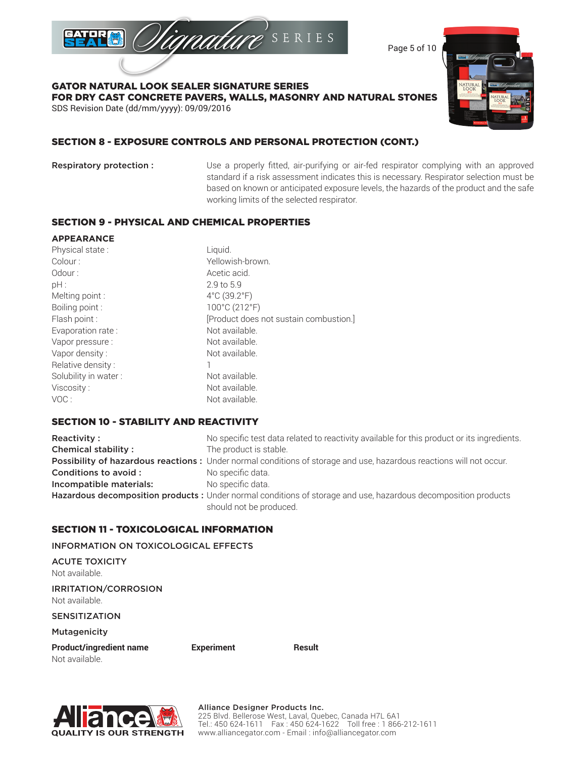## SECTION 8 - EXPOSURE CONTROLS AND PERSONAL PROTECTION (CONT.)

**Respiratory protection :** Use a properly fitted, air-purifying or air-fed respirator complying with an approved standard if a risk assessment indicates this is necessary. Respirator selection must be based on known or anticipated exposure levels, the hazards of the product and the safe working limits of the selected respirator.

## SECTION 9 - PHYSICAL AND CHEMICAL PROPERTIES

### APPEARANCE

| | |
|---|---|
| Physical state : | Liquid. |
| Colour : | Yellowish-brown. |
| Odour : | Acetic acid. |
| pH : | 2.9 to 5.9 |
| Melting point : | 4°C (39.2°F) |
| Boiling point : | 100°C (212°F) |
| Flash point : | [Product does not sustain combustion.] |
| Evaporation rate : | Not available. |
| Vapor pressure : | Not available. |
| Vapor density : | Not available. |
| Relative density : | 1 |
| Solubility in water : | Not available. |
| Viscosity : | Not available. |
| VOC : | Not available. |

## SECTION 10 - STABILITY AND REACTIVITY

**Reactivity :** No specific test data related to reactivity available for this product or its ingredients.

**Chemical stability :** The product is stable.

**Possibility of hazardous reactions :** Under normal conditions of storage and use, hazardous reactions will not occur.

**Conditions to avoid :** No specific data.

**Incompatible materials:** No specific data.

**Hazardous decomposition products :** Under normal conditions of storage and use, hazardous decomposition products should not be produced.

## SECTION 11 - TOXICOLOGICAL INFORMATION

### INFORMATION ON TOXICOLOGICAL EFFECTS

### ACUTE TOXICITY

Not available.

### IRRITATION/CORROSION

Not available.

### SENSITIZATION

### Mutagenicity

| Product/ingredient name | Experiment | Result |
|---|---|---|
| Not available. | | |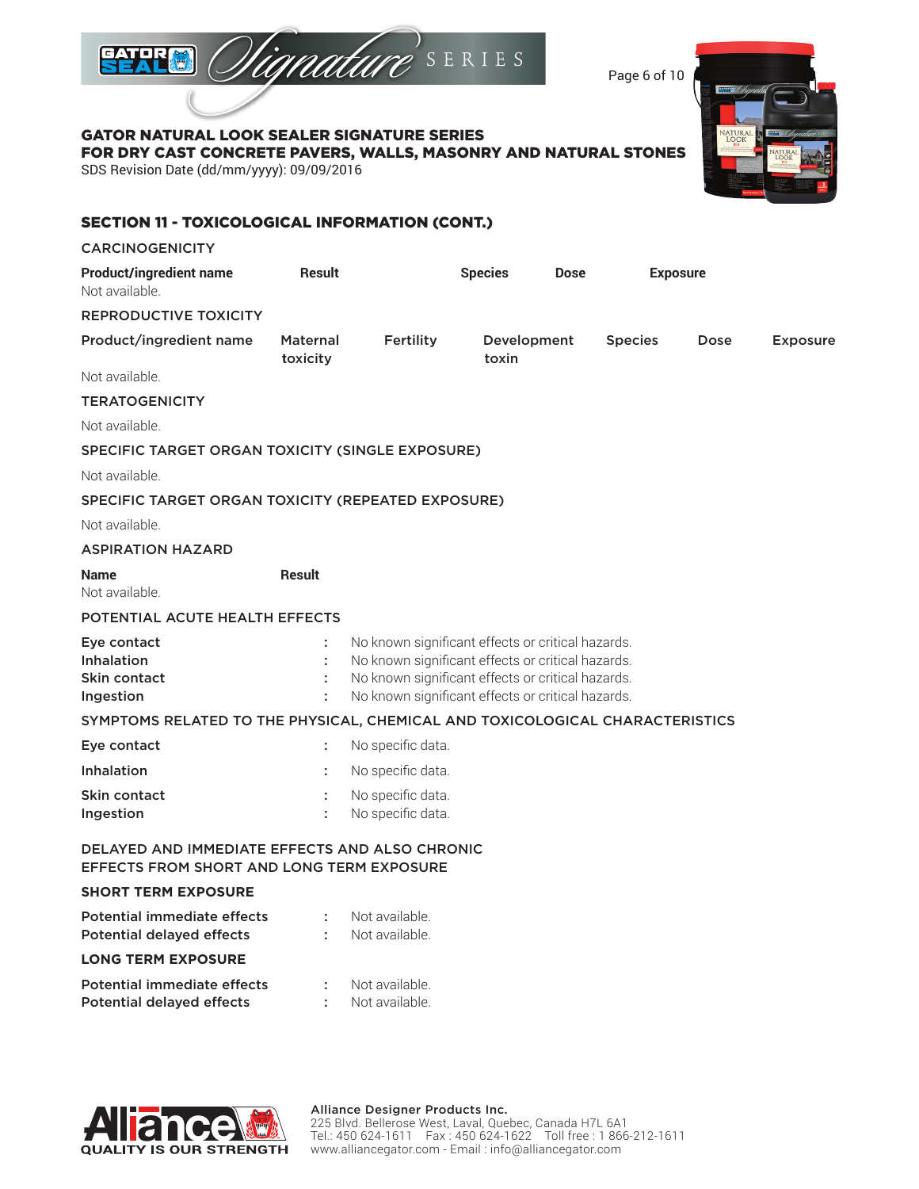## SECTION 11 - TOXICOLOGICAL INFORMATION (CONT.)

### CARCINOGENICITY

| Product/ingredient name | Result | Species | Dose | Exposure |
|---|---|---|---|---|
| Not available. | | | | |

### REPRODUCTIVE TOXICITY

| Product/ingredient name | Maternal toxicity | Fertility | Development toxin | Species | Dose | Exposure |
|---|---|---|---|---|---|---|
| Not available. | | | | | | |

### TERATOGENICITY

Not available.

### SPECIFIC TARGET ORGAN TOXICITY (SINGLE EXPOSURE)

Not available.

### SPECIFIC TARGET ORGAN TOXICITY (REPEATED EXPOSURE)

Not available.

### ASPIRATION HAZARD

| Name | Result |
|---|---|
| Not available. | |

### POTENTIAL ACUTE HEALTH EFFECTS

| | |
|---|---|
| Eye contact | : No known significant effects or critical hazards. |
| Inhalation | : No known significant effects or critical hazards. |
| Skin contact | : No known significant effects or critical hazards. |
| Ingestion | : No known significant effects or critical hazards. |

### SYMPTOMS RELATED TO THE PHYSICAL, CHEMICAL AND TOXICOLOGICAL CHARACTERISTICS

| | |
|---|---|
| Eye contact | : No specific data. |
| Inhalation | : No specific data. |
| Skin contact | : No specific data. |
| Ingestion | : No specific data. |

### DELAYED AND IMMEDIATE EFFECTS AND ALSO CHRONIC EFFECTS FROM SHORT AND LONG TERM EXPOSURE

#### SHORT TERM EXPOSURE

| | |
|---|---|
| Potential immediate effects | : Not available. |
| Potential delayed effects | : Not available. |

#### LONG TERM EXPOSURE

| | |
|---|---|
| Potential immediate effects | : Not available. |
| Potential delayed effects | : Not available. |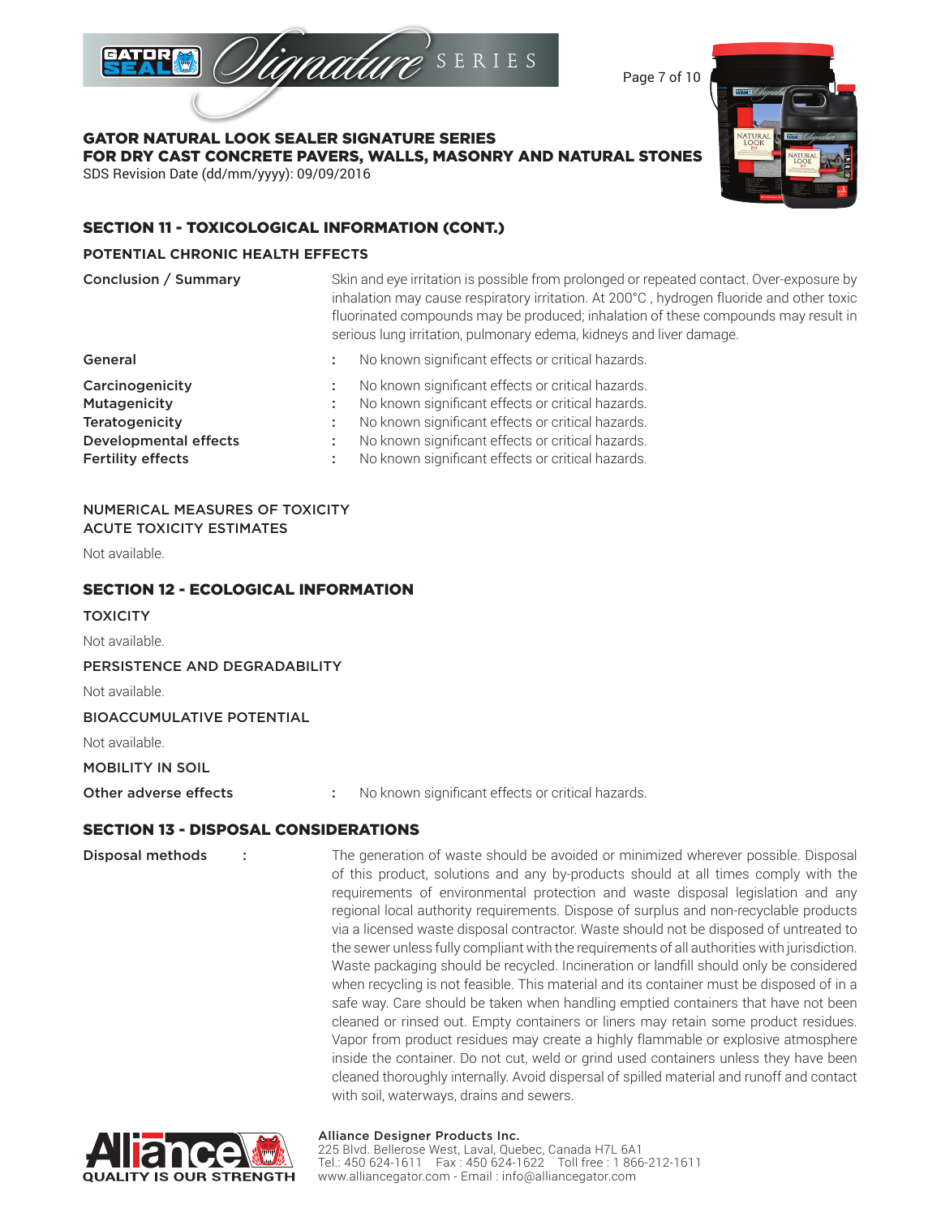## SECTION 11 - TOXICOLOGICAL INFORMATION (CONT.)

### POTENTIAL CHRONIC HEALTH EFFECTS

**Conclusion / Summary** Skin and eye irritation is possible from prolonged or repeated contact. Over-exposure by inhalation may cause respiratory irritation. At 200°C , hydrogen fluoride and other toxic fluorinated compounds may be produced; inhalation of these compounds may result in serious lung irritation, pulmonary edema, kidneys and liver damage.

**General** : No known significant effects or critical hazards.

**Carcinogenicity** : No known significant effects or critical hazards.
**Mutagenicity** : No known significant effects or critical hazards.
**Teratogenicity** : No known significant effects or critical hazards.
**Developmental effects** : No known significant effects or critical hazards.
**Fertility effects** : No known significant effects or critical hazards.

### NUMERICAL MEASURES OF TOXICITY
### ACUTE TOXICITY ESTIMATES

Not available.

## SECTION 12 - ECOLOGICAL INFORMATION

### TOXICITY

Not available.

### PERSISTENCE AND DEGRADABILITY

Not available.

### BIOACCUMULATIVE POTENTIAL

Not available.

### MOBILITY IN SOIL

**Other adverse effects** : No known significant effects or critical hazards.

## SECTION 13 - DISPOSAL CONSIDERATIONS

**Disposal methods** : The generation of waste should be avoided or minimized wherever possible. Disposal of this product, solutions and any by-products should at all times comply with the requirements of environmental protection and waste disposal legislation and any regional local authority requirements. Dispose of surplus and non-recyclable products via a licensed waste disposal contractor. Waste should not be disposed of untreated to the sewer unless fully compliant with the requirements of all authorities with jurisdiction. Waste packaging should be recycled. Incineration or landfill should only be considered when recycling is not feasible. This material and its container must be disposed of in a safe way. Care should be taken when handling emptied containers that have not been cleaned or rinsed out. Empty containers or liners may retain some product residues. Vapor from product residues may create a highly flammable or explosive atmosphere inside the container. Do not cut, weld or grind used containers unless they have been cleaned thoroughly internally. Avoid dispersal of spilled material and runoff and contact with soil, waterways, drains and sewers.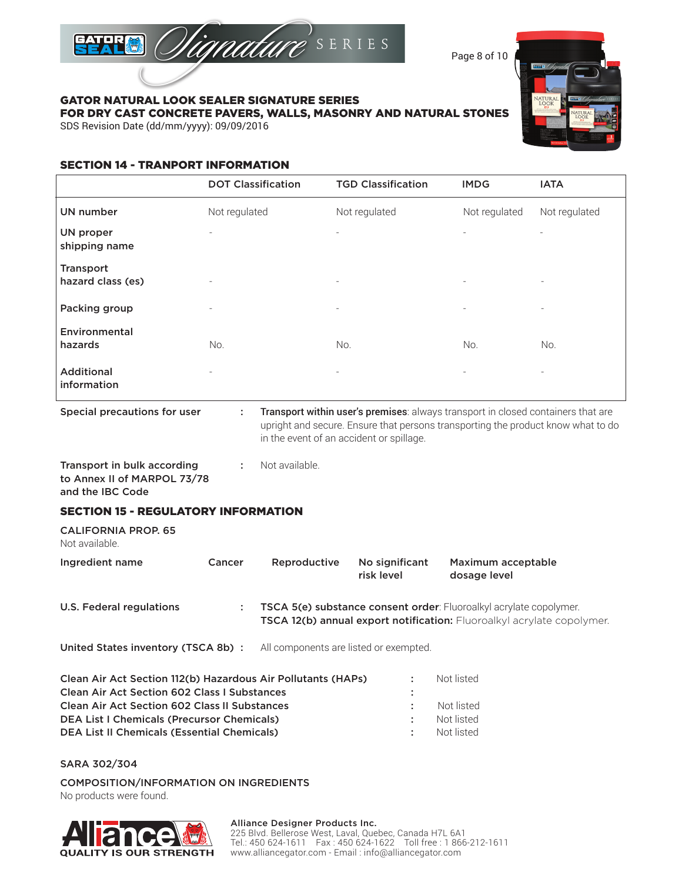## SECTION 14 - TRANPORT INFORMATION

| | DOT Classification | TGD Classification | IMDG | IATA |
|---|---|---|---|---|
| UN number | Not regulated | Not regulated | Not regulated | Not regulated |
| UN proper shipping name | - | - | - | - |
| Transport hazard class (es) | - | - | - | - |
| Packing group | - | - | - | - |
| Environmental hazards | No. | No. | No. | No. |
| Additional information | - | - | - | - |

**Special precautions for user** : **Transport within user's premises**: always transport in closed containers that are upright and secure. Ensure that persons transporting the product know what to do in the event of an accident or spillage.

**Transport in bulk according to Annex II of MARPOL 73/78 and the IBC Code** : Not available.

## SECTION 15 - REGULATORY INFORMATION

**CALIFORNIA PROP. 65**

Not available.

| Ingredient name | Cancer | Reproductive | No significant risk level | Maximum acceptable dosage level |
|---|---|---|---|---|

**U.S. Federal regulations** : **TSCA 5(e) substance consent order**: Fluoroalkyl acrylate copolymer.
**TSCA 12(b) annual export notification:** Fluoroalkyl acrylate copolymer.

**United States inventory (TSCA 8b)** : All components are listed or exempted.

**Clean Air Act Section 112(b) Hazardous Air Pollutants (HAPs)** : Not listed
**Clean Air Act Section 602 Class I Substances** :
**Clean Air Act Section 602 Class II Substances** : Not listed
**DEA List I Chemicals (Precursor Chemicals)** : Not listed
**DEA List II Chemicals (Essential Chemicals)** : Not listed

**SARA 302/304**

**COMPOSITION/INFORMATION ON INGREDIENTS**

No products were found.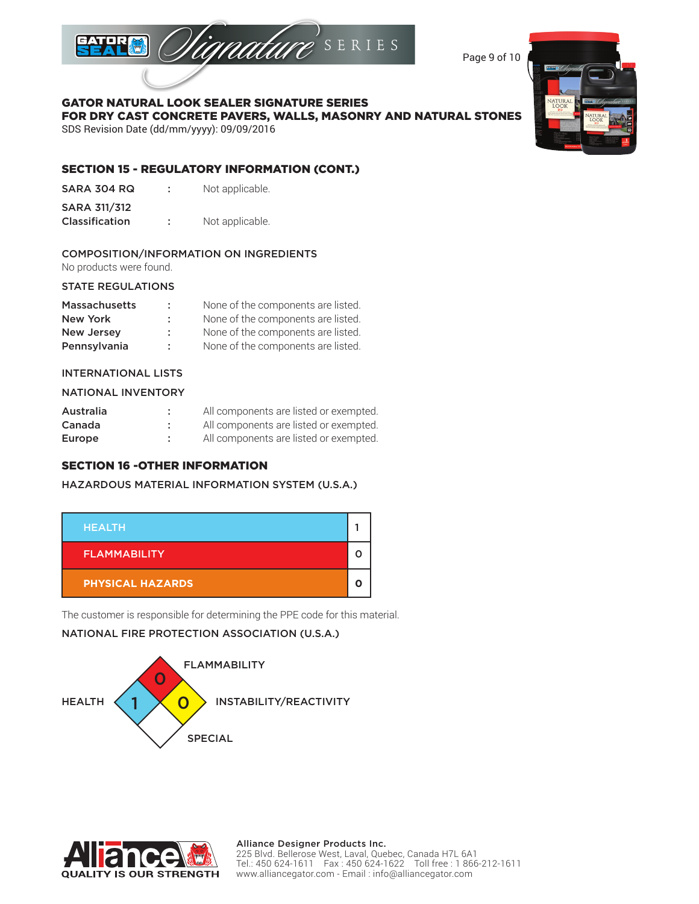## SECTION 15 - REGULATORY INFORMATION (CONT.)

| | | |
|---|---|---|
| SARA 304 RQ | : | Not applicable. |
| SARA 311/312 Classification | : | Not applicable. |

### COMPOSITION/INFORMATION ON INGREDIENTS

No products were found.

### STATE REGULATIONS

| | | |
|---|---|---|
| Massachusetts | : | None of the components are listed. |
| New York | : | None of the components are listed. |
| New Jersey | : | None of the components are listed. |
| Pennsylvania | : | None of the components are listed. |

### INTERNATIONAL LISTS

### NATIONAL INVENTORY

| | | |
|---|---|---|
| Australia | : | All components are listed or exempted. |
| Canada | : | All components are listed or exempted. |
| Europe | : | All components are listed or exempted. |

## SECTION 16 -OTHER INFORMATION

### HAZARDOUS MATERIAL INFORMATION SYSTEM (U.S.A.)

| | |
|---|---|
| HEALTH | 1 |
| FLAMMABILITY | 0 |
| PHYSICAL HAZARDS | 0 |

The customer is responsible for determining the PPE code for this material.

### NATIONAL FIRE PROTECTION ASSOCIATION (U.S.A.)

| | |
|---|---|
| FLAMMABILITY | 0 |
| HEALTH | 1 |
| INSTABILITY/REACTIVITY | 0 |
| SPECIAL | |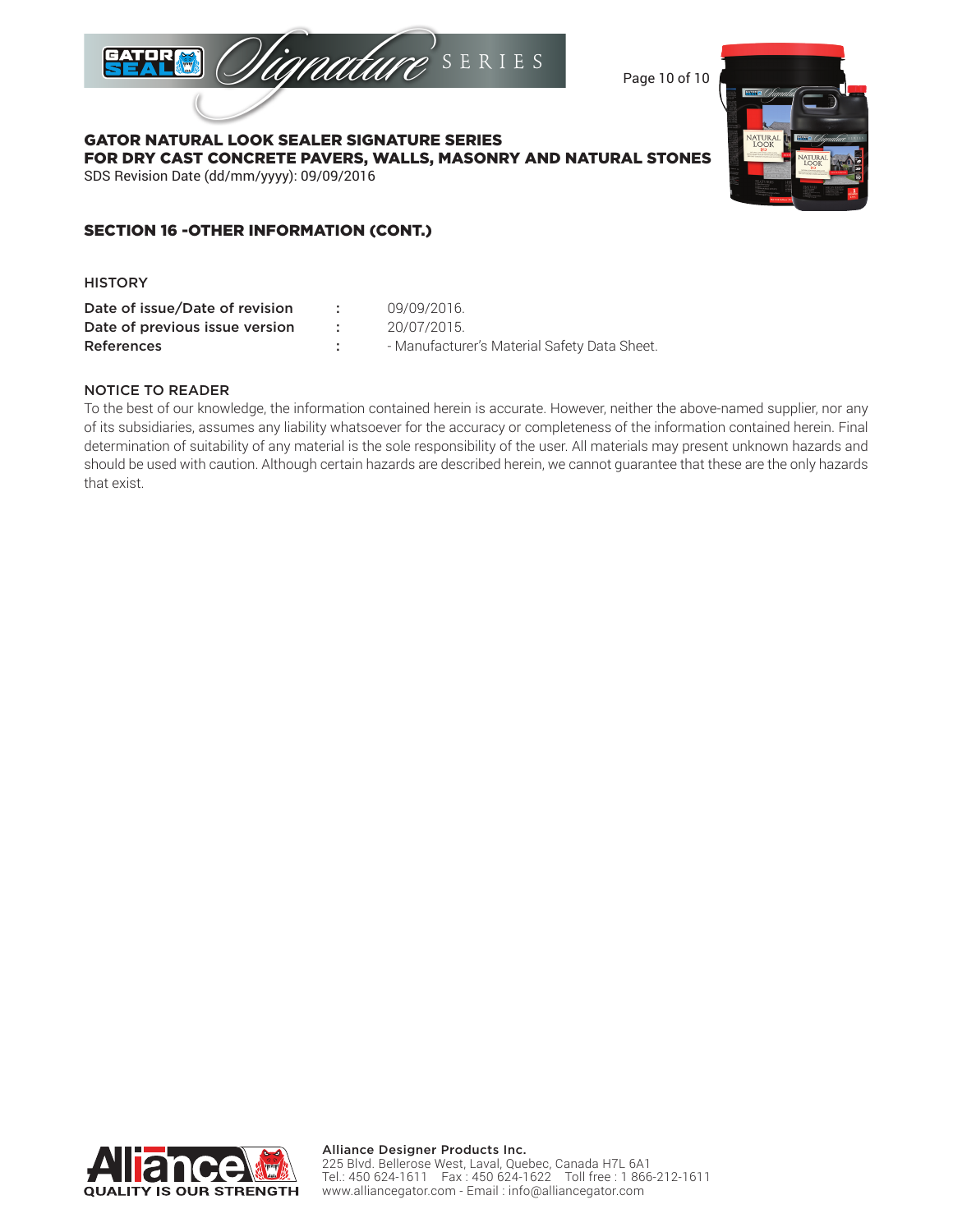## SECTION 16 -OTHER INFORMATION (CONT.)

### HISTORY

| | | |
|---|---|---|
| **Date of issue/Date of revision** | : | 09/09/2016. |
| **Date of previous issue version** | : | 20/07/2015. |
| **References** | : | - Manufacturer's Material Safety Data Sheet. |

### NOTICE TO READER

To the best of our knowledge, the information contained herein is accurate. However, neither the above-named supplier, nor any of its subsidiaries, assumes any liability whatsoever for the accuracy or completeness of the information contained herein. Final determination of suitability of any material is the sole responsibility of the user. All materials may present unknown hazards and should be used with caution. Although certain hazards are described herein, we cannot guarantee that these are the only hazards that exist.